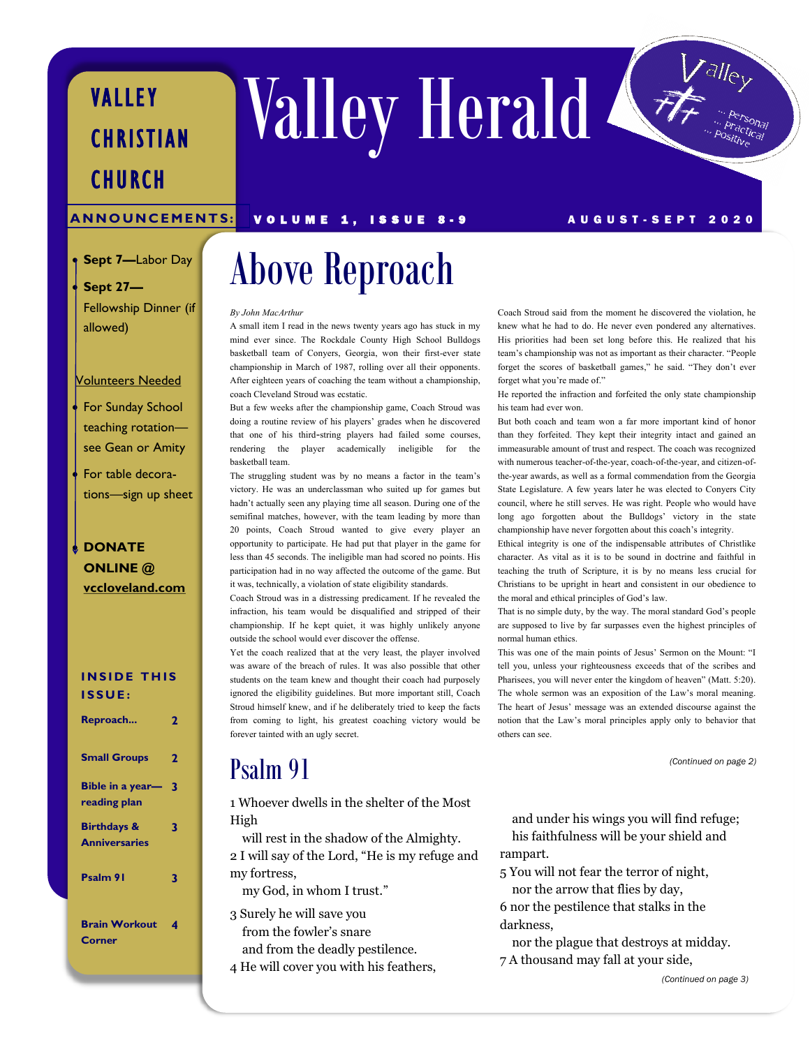# Valley Herald

VALLEY CHRISTIAN CHURCH

Valley ... Personal ... Practical ... Positive

**ANNOUNCEMENTS:**

VOLUME 1, ISSUE 8-9 — AUGUST-SEPT 2020

- **Sept 7—**Labor Day
- **Sept 27—** Fellowship Dinner (if allowed)

Volunteers Needed

- For Sunday School teaching rotation—see Gean or Amity
- For table decorations—sign up sheet

- **DONATE ONLINE @ vccloveland.com**

**INSIDE THIS ISSUE:**

| | |
|---|---|
| Reproach... | 2 |
| Small Groups | 2 |
| Bible in a year—reading plan | 3 |
| Birthdays & Anniversaries | 3 |
| Psalm 91 | 3 |
| Brain Workout Corner | 4 |

## Above Reproach

*By John MacArthur*

A small item I read in the news twenty years ago has stuck in my mind ever since. The Rockdale County High School Bulldogs basketball team of Conyers, Georgia, won their first-ever state championship in March of 1987, rolling over all their opponents. After eighteen years of coaching the team without a championship, coach Cleveland Stroud was ecstatic.

But a few weeks after the championship game, Coach Stroud was doing a routine review of his players' grades when he discovered that one of his third-string players had failed some courses, rendering the player academically ineligible for the basketball team.

The struggling student was by no means a factor in the team's victory. He was an underclassman who suited up for games but hadn't actually seen any playing time all season. During one of the semifinal matches, however, with the team leading by more than 20 points, Coach Stroud wanted to give every player an opportunity to participate. He had put that player in the game for less than 45 seconds. The ineligible man had scored no points. His participation had in no way affected the outcome of the game. But it was, technically, a violation of state eligibility standards.

Coach Stroud was in a distressing predicament. If he revealed the infraction, his team would be disqualified and stripped of their championship. If he kept quiet, it was highly unlikely anyone outside the school would ever discover the offense.

Yet the coach realized that at the very least, the player involved was aware of the breach of rules. It was also possible that other students on the team knew and thought their coach had purposely ignored the eligibility guidelines. But more important still, Coach Stroud himself knew, and if he deliberately tried to keep the facts from coming to light, his greatest coaching victory would be forever tainted with an ugly secret.

Coach Stroud said from the moment he discovered the violation, he knew what he had to do. He never even pondered any alternatives. His priorities had been set long before this. He realized that his team's championship was not as important as their character. "People forget the scores of basketball games," he said. "They don't ever forget what you're made of."

He reported the infraction and forfeited the only state championship his team had ever won.

But both coach and team won a far more important kind of honor than they forfeited. They kept their integrity intact and gained an immeasurable amount of trust and respect. The coach was recognized with numerous teacher-of-the-year, coach-of-the-year, and citizen-of-the-year awards, as well as a formal commendation from the Georgia State Legislature. A few years later he was elected to Conyers City council, where he still serves. He was right. People who would have long ago forgotten about the Bulldogs' victory in the state championship have never forgotten about this coach's integrity.

Ethical integrity is one of the indispensable attributes of Christlike character. As vital as it is to be sound in doctrine and faithful in teaching the truth of Scripture, it is by no means less crucial for Christians to be upright in heart and consistent in our obedience to the moral and ethical principles of God's law.

That is no simple duty, by the way. The moral standard God's people are supposed to live by far surpasses even the highest principles of normal human ethics.

This was one of the main points of Jesus' Sermon on the Mount: "I tell you, unless your righteousness exceeds that of the scribes and Pharisees, you will never enter the kingdom of heaven" (Matt. 5:20). The whole sermon was an exposition of the Law's moral meaning. The heart of Jesus' message was an extended discourse against the notion that the Law's moral principles apply only to behavior that others can see.

*(Continued on page 2)*

## Psalm 91

1 Whoever dwells in the shelter of the Most High
will rest in the shadow of the Almighty.
2 I will say of the Lord, "He is my refuge and my fortress,
my God, in whom I trust."
3 Surely he will save you
from the fowler's snare
and from the deadly pestilence.
4 He will cover you with his feathers,
and under his wings you will find refuge;
his faithfulness will be your shield and rampart.
5 You will not fear the terror of night,
nor the arrow that flies by day,
6 nor the pestilence that stalks in the darkness,
nor the plague that destroys at midday.
7 A thousand may fall at your side,

*(Continued on page 3)*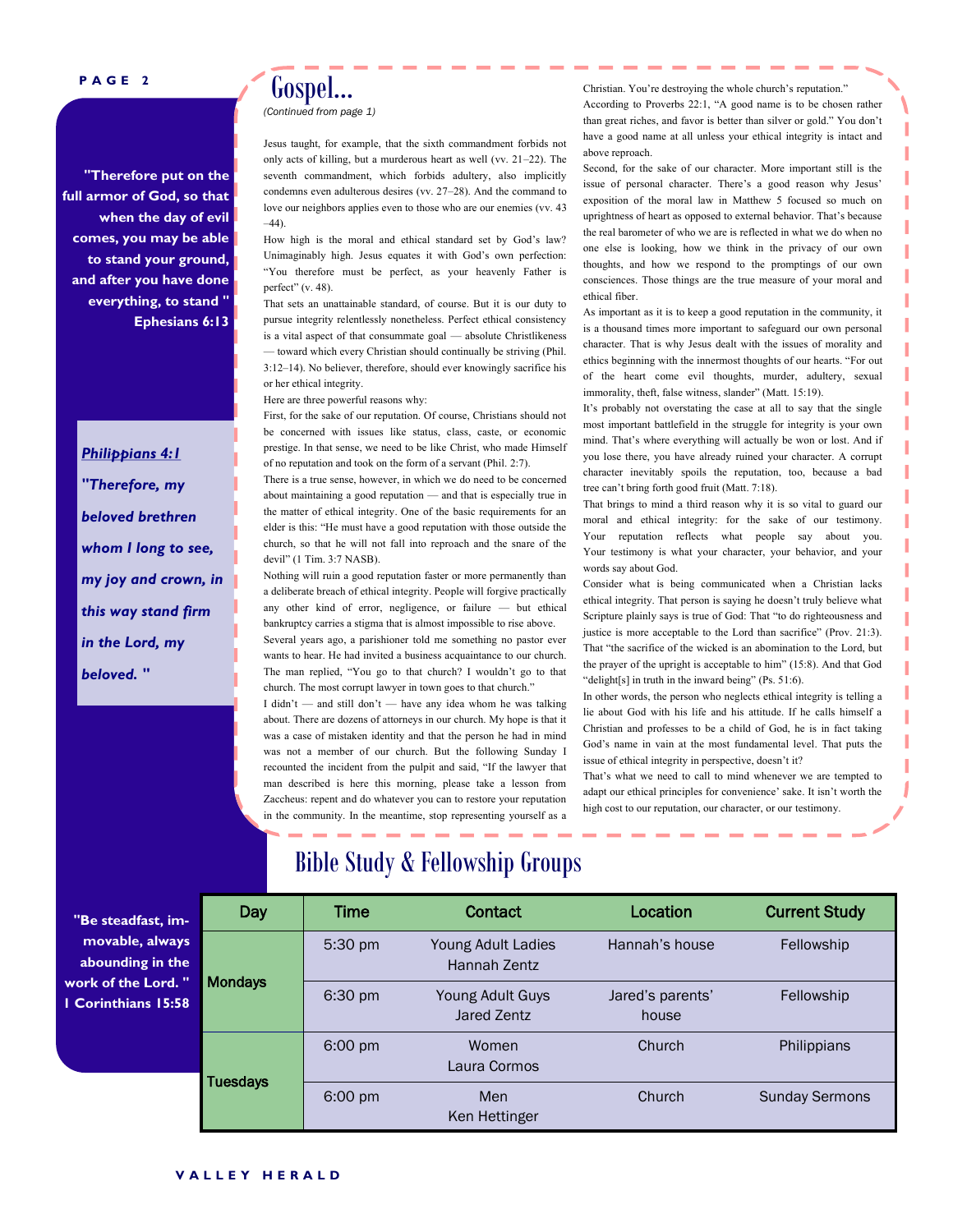"Therefore put on the full armor of God, so that when the day of evil comes, you may be able to stand your ground, and after you have done everything, to stand " Ephesians 6:13

*Philippians 4:1*

*"Therefore, my beloved brethren whom I long to see, my joy and crown, in this way stand firm in the Lord, my beloved. "*

## Gospel...

*(Continued from page 1)*

Jesus taught, for example, that the sixth commandment forbids not only acts of killing, but a murderous heart as well (vv. 21–22). The seventh commandment, which forbids adultery, also implicitly condemns even adulterous desires (vv. 27–28). And the command to love our neighbors applies even to those who are our enemies (vv. 43–44).

How high is the moral and ethical standard set by God's law? Unimaginably high. Jesus equates it with God's own perfection: "You therefore must be perfect, as your heavenly Father is perfect" (v. 48).

That sets an unattainable standard, of course. But it is our duty to pursue integrity relentlessly nonetheless. Perfect ethical consistency is a vital aspect of that consummate goal — absolute Christlikeness — toward which every Christian should continually be striving (Phil. 3:12–14). No believer, therefore, should ever knowingly sacrifice his or her ethical integrity.

Here are three powerful reasons why:

First, for the sake of our reputation. Of course, Christians should not be concerned with issues like status, class, caste, or economic prestige. In that sense, we need to be like Christ, who made Himself of no reputation and took on the form of a servant (Phil. 2:7).

There is a true sense, however, in which we do need to be concerned about maintaining a good reputation — and that is especially true in the matter of ethical integrity. One of the basic requirements for an elder is this: "He must have a good reputation with those outside the church, so that he will not fall into reproach and the snare of the devil" (1 Tim. 3:7 NASB).

Nothing will ruin a good reputation faster or more permanently than a deliberate breach of ethical integrity. People will forgive practically any other kind of error, negligence, or failure — but ethical bankruptcy carries a stigma that is almost impossible to rise above.

Several years ago, a parishioner told me something no pastor ever wants to hear. He had invited a business acquaintance to our church. The man replied, "You go to that church? I wouldn't go to that church. The most corrupt lawyer in town goes to that church."

I didn't — and still don't — have any idea whom he was talking about. There are dozens of attorneys in our church. My hope is that it was a case of mistaken identity and that the person he had in mind was not a member of our church. But the following Sunday I recounted the incident from the pulpit and said, "If the lawyer that man described is here this morning, please take a lesson from Zaccheus: repent and do whatever you can to restore your reputation in the community. In the meantime, stop representing yourself as a Christian. You're destroying the whole church's reputation."

According to Proverbs 22:1, "A good name is to be chosen rather than great riches, and favor is better than silver or gold." You don't have a good name at all unless your ethical integrity is intact and above reproach.

Second, for the sake of our character. More important still is the issue of personal character. There's a good reason why Jesus' exposition of the moral law in Matthew 5 focused so much on uprightness of heart as opposed to external behavior. That's because the real barometer of who we are is reflected in what we do when no one else is looking, how we think in the privacy of our own thoughts, and how we respond to the promptings of our own consciences. Those things are the true measure of your moral and ethical fiber.

As important as it is to keep a good reputation in the community, it is a thousand times more important to safeguard our own personal character. That is why Jesus dealt with the issues of morality and ethics beginning with the innermost thoughts of our hearts. "For out of the heart come evil thoughts, murder, adultery, sexual immorality, theft, false witness, slander" (Matt. 15:19).

It's probably not overstating the case at all to say that the single most important battlefield in the struggle for integrity is your own mind. That's where everything will actually be won or lost. And if you lose there, you have already ruined your character. A corrupt character inevitably spoils the reputation, too, because a bad tree can't bring forth good fruit (Matt. 7:18).

That brings to mind a third reason why it is so vital to guard our moral and ethical integrity: for the sake of our testimony. Your reputation reflects what people say about you. Your testimony is what your character, your behavior, and your words say about God.

Consider what is being communicated when a Christian lacks ethical integrity. That person is saying he doesn't truly believe what Scripture plainly says is true of God: That "to do righteousness and justice is more acceptable to the Lord than sacrifice" (Prov. 21:3). That "the sacrifice of the wicked is an abomination to the Lord, but the prayer of the upright is acceptable to him" (15:8). And that God "delight[s] in truth in the inward being" (Ps. 51:6).

In other words, the person who neglects ethical integrity is telling a lie about God with his life and his attitude. If he calls himself a Christian and professes to be a child of God, he is in fact taking God's name in vain at the most fundamental level. That puts the issue of ethical integrity in perspective, doesn't it?

That's what we need to call to mind whenever we are tempted to adapt our ethical principles for convenience' sake. It isn't worth the high cost to our reputation, our character, or our testimony.

"Be steadfast, immovable, always abounding in the work of the Lord. " I Corinthians 15:58

## Bible Study & Fellowship Groups

| Day | Time | Contact | Location | Current Study |
|---|---|---|---|---|
| Mondays | 5:30 pm | Young Adult Ladies<br>Hannah Zentz | Hannah's house | Fellowship |
| | 6:30 pm | Young Adult Guys<br>Jared Zentz | Jared's parents' house | Fellowship |
| Tuesdays | 6:00 pm | Women<br>Laura Cormos | Church | Philippians |
| | 6:00 pm | Men<br>Ken Hettinger | Church | Sunday Sermons |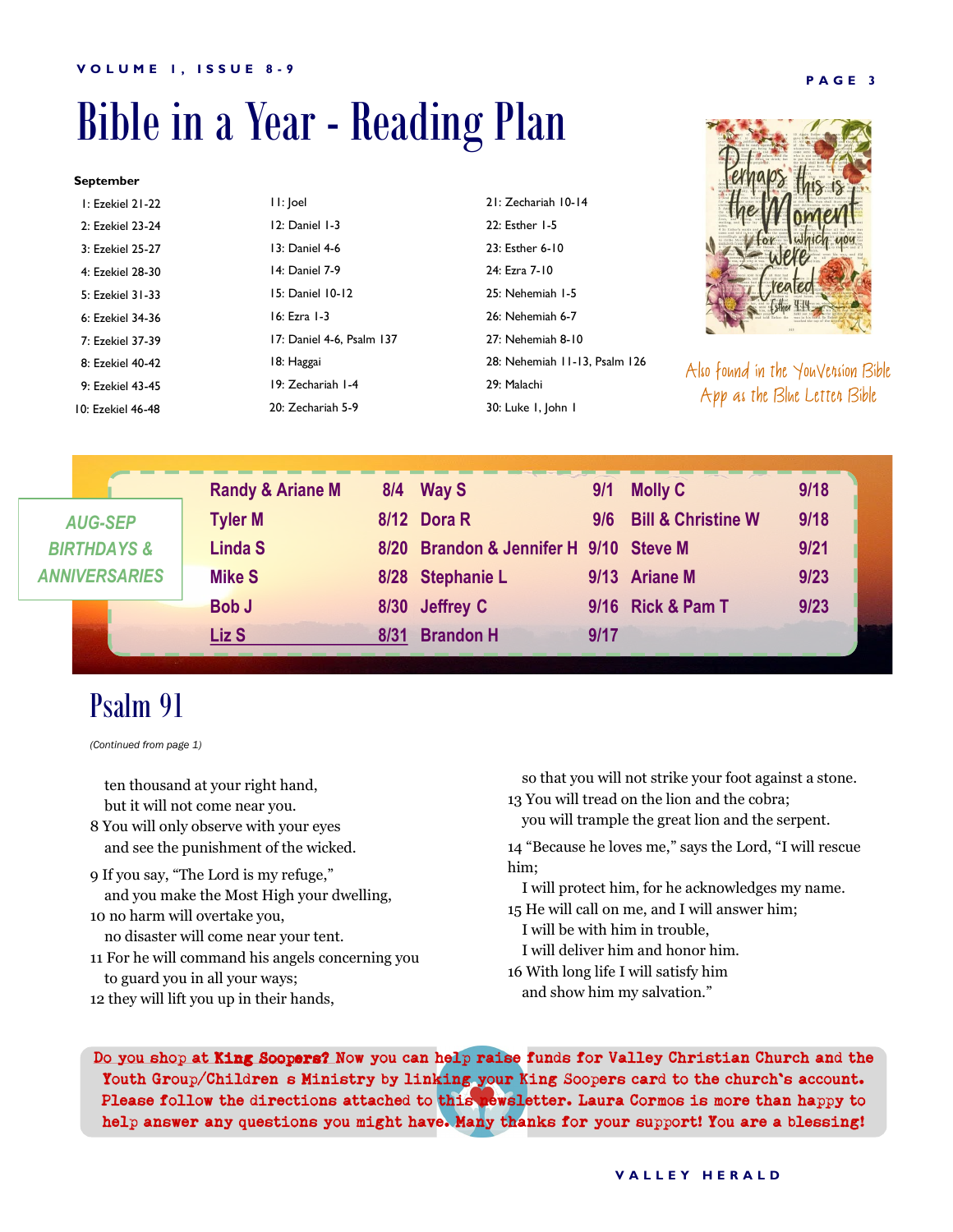# Bible in a Year - Reading Plan

**September**

1: Ezekiel 21-22
2: Ezekiel 23-24
3: Ezekiel 25-27
4: Ezekiel 28-30
5: Ezekiel 31-33
6: Ezekiel 34-36
7: Ezekiel 37-39
8: Ezekiel 40-42
9: Ezekiel 43-45
10: Ezekiel 46-48
11: Joel
12: Daniel 1-3
13: Daniel 4-6
14: Daniel 7-9
15: Daniel 10-12
16: Ezra 1-3
17: Daniel 4-6, Psalm 137
18: Haggai
19: Zechariah 1-4
20: Zechariah 5-9
21: Zechariah 10-14
22: Esther 1-5
23: Esther 6-10
24: Ezra 7-10
25: Nehemiah 1-5
26: Nehemiah 6-7
27: Nehemiah 8-10
28: Nehemiah 11-13, Psalm 126
29: Malachi
30: Luke 1, John 1

Perhaps this is the Moment for which you were Created
Esther 4:14

Also found in the YouVersion Bible App as the Blue Letter Bible

## AUG-SEP BIRTHDAYS & ANNIVERSARIES

| | | | | | |
|---|---|---|---|---|---|
| Randy & Ariane M | 8/4 | Way S | 9/1 | Molly C | 9/18 |
| Tyler M | 8/12 | Dora R | 9/6 | Bill & Christine W | 9/18 |
| Linda S | 8/20 | Brandon & Jennifer H | 9/10 | Steve M | 9/21 |
| Mike S | 8/28 | Stephanie L | 9/13 | Ariane M | 9/23 |
| Bob J | 8/30 | Jeffrey C | 9/16 | Rick & Pam T | 9/23 |
| Liz S | 8/31 | Brandon H | 9/17 | | |

## Psalm 91

*(Continued from page 1)*

ten thousand at your right hand,
but it will not come near you.
8 You will only observe with your eyes
and see the punishment of the wicked.

9 If you say, "The Lord is my refuge,"
and you make the Most High your dwelling,
10 no harm will overtake you,
no disaster will come near your tent.
11 For he will command his angels concerning you
to guard you in all your ways;
12 they will lift you up in their hands,
so that you will not strike your foot against a stone.
13 You will tread on the lion and the cobra;
you will trample the great lion and the serpent.

14 "Because he loves me," says the Lord, "I will rescue him;
I will protect him, for he acknowledges my name.
15 He will call on me, and I will answer him;
I will be with him in trouble,
I will deliver him and honor him.
16 With long life I will satisfy him
and show him my salvation."

Do you shop at **King Soopers?** Now you can help raise funds for Valley Christian Church and the Youth Group/Children s Ministry by linking your King Soopers card to the church's account. Please follow the directions attached to this newsletter. Laura Cormos is more than happy to help answer any questions you might have. Many thanks for your support! You are a blessing!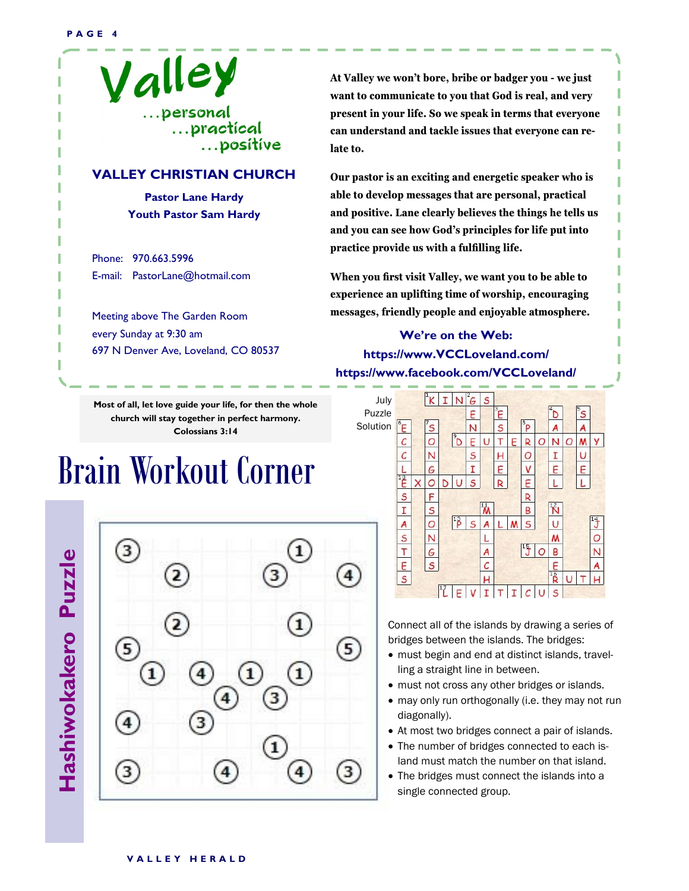# Valley

...personal
...practical
...positive

## VALLEY CHRISTIAN CHURCH

**Pastor Lane Hardy**
**Youth Pastor Sam Hardy**

Phone: 970.663.5996
E-mail: PastorLane@hotmail.com

Meeting above The Garden Room
every Sunday at 9:30 am
697 N Denver Ave, Loveland, CO 80537

**At Valley we won't bore, bribe or badger you - we just want to communicate to you that God is real, and very present in your life. So we speak in terms that everyone can understand and tackle issues that everyone can relate to.**

**Our pastor is an exciting and energetic speaker who is able to develop messages that are personal, practical and positive. Lane clearly believes the things he tells us and you can see how God's principles for life put into practice provide us with a fulfilling life.**

**When you first visit Valley, we want you to be able to experience an uplifting time of worship, encouraging messages, friendly people and enjoyable atmosphere.**

**We're on the Web:**
**https://www.VCCLoveland.com/**
**https://www.facebook.com/VCCLoveland/**

**Most of all, let love guide your life, for then the whole church will stay together in perfect harmony. Colossians 3:14**

# Brain Workout Corner

## Hashiwokakero Puzzle

July Puzzle Solution

Connect all of the islands by drawing a series of bridges between the islands. The bridges:

- must begin and end at distinct islands, travelling a straight line in between.
- must not cross any other bridges or islands.
- may only run orthogonally (i.e. they may not run diagonally).
- At most two bridges connect a pair of islands.
- The number of bridges connected to each island must match the number on that island.
- The bridges must connect the islands into a single connected group.